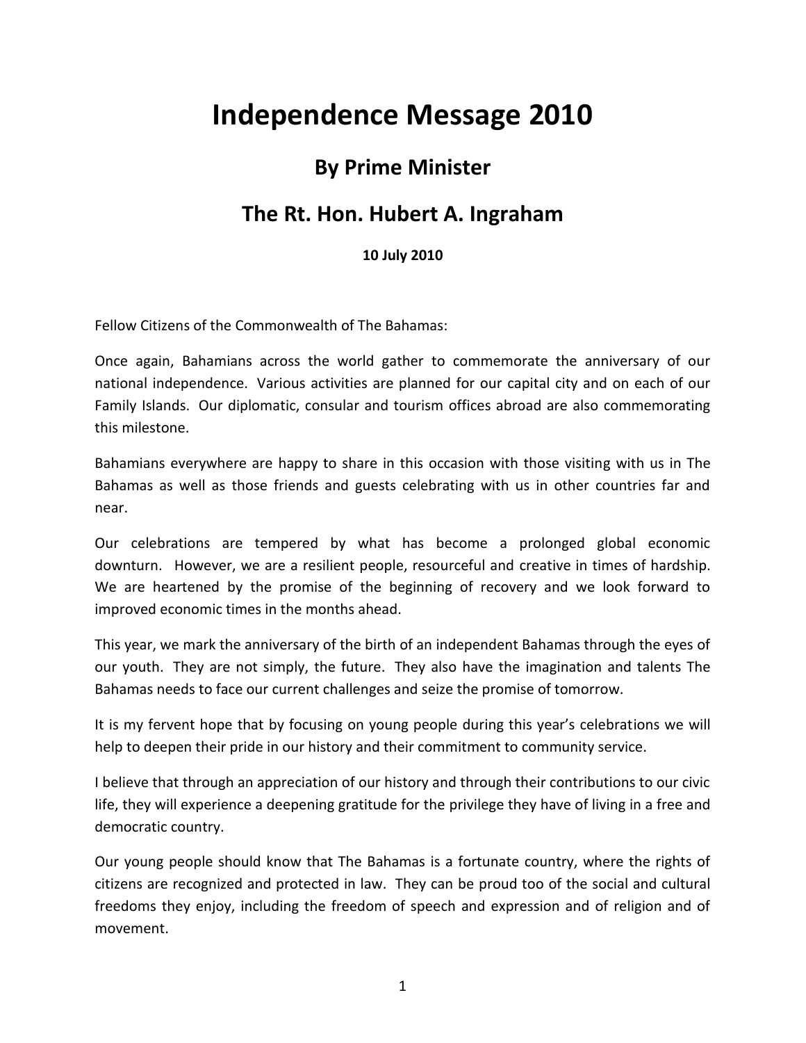# Independence Message 2010

## By Prime Minister

## The Rt. Hon. Hubert A. Ingraham

**10 July 2010**

Fellow Citizens of the Commonwealth of The Bahamas:

Once again, Bahamians across the world gather to commemorate the anniversary of our national independence. Various activities are planned for our capital city and on each of our Family Islands. Our diplomatic, consular and tourism offices abroad are also commemorating this milestone.

Bahamians everywhere are happy to share in this occasion with those visiting with us in The Bahamas as well as those friends and guests celebrating with us in other countries far and near.

Our celebrations are tempered by what has become a prolonged global economic downturn. However, we are a resilient people, resourceful and creative in times of hardship. We are heartened by the promise of the beginning of recovery and we look forward to improved economic times in the months ahead.

This year, we mark the anniversary of the birth of an independent Bahamas through the eyes of our youth. They are not simply, the future. They also have the imagination and talents The Bahamas needs to face our current challenges and seize the promise of tomorrow.

It is my fervent hope that by focusing on young people during this year's celebrations we will help to deepen their pride in our history and their commitment to community service.

I believe that through an appreciation of our history and through their contributions to our civic life, they will experience a deepening gratitude for the privilege they have of living in a free and democratic country.

Our young people should know that The Bahamas is a fortunate country, where the rights of citizens are recognized and protected in law. They can be proud too of the social and cultural freedoms they enjoy, including the freedom of speech and expression and of religion and of movement.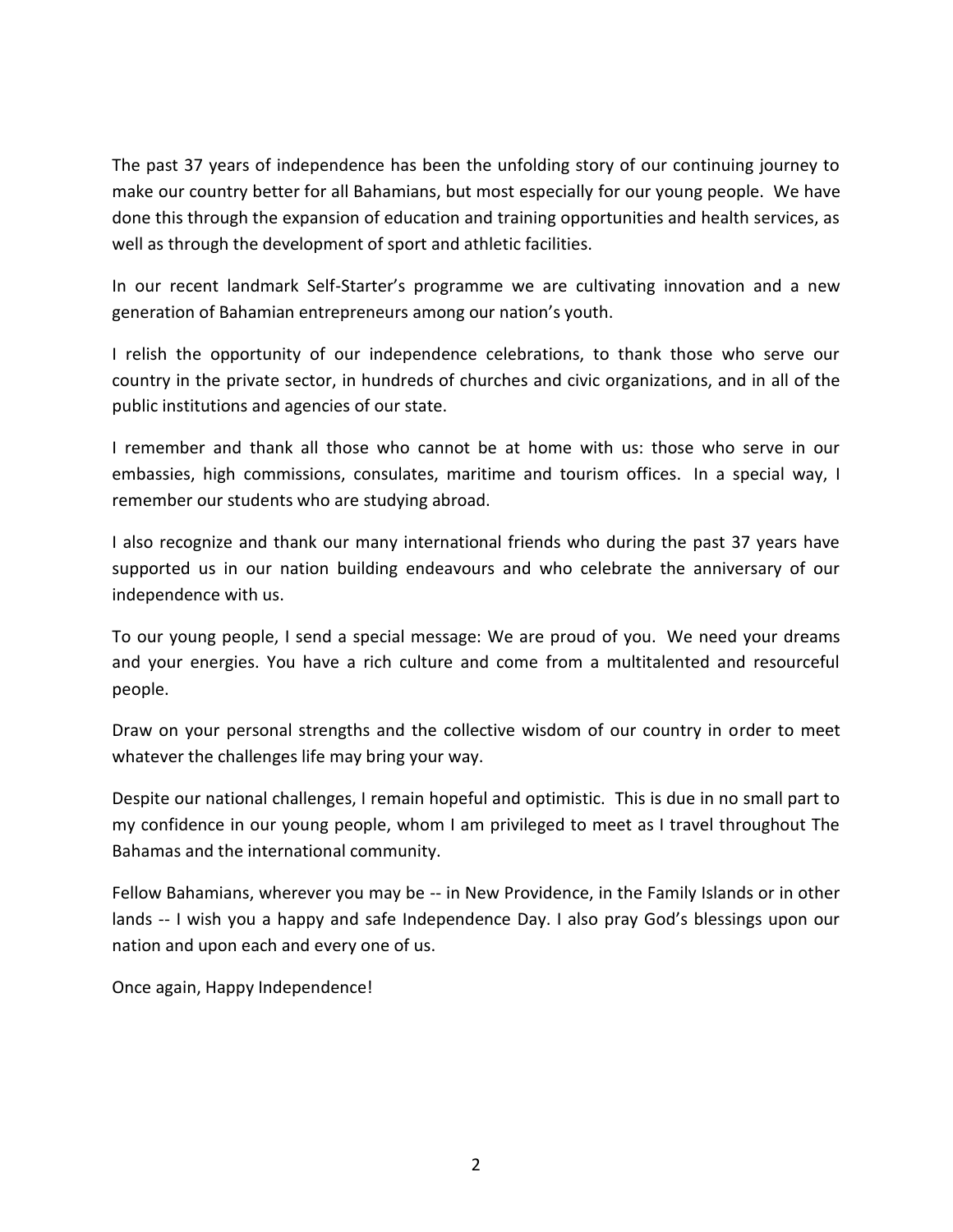The past 37 years of independence has been the unfolding story of our continuing journey to make our country better for all Bahamians, but most especially for our young people. We have done this through the expansion of education and training opportunities and health services, as well as through the development of sport and athletic facilities.

In our recent landmark Self-Starter's programme we are cultivating innovation and a new generation of Bahamian entrepreneurs among our nation's youth.

I relish the opportunity of our independence celebrations, to thank those who serve our country in the private sector, in hundreds of churches and civic organizations, and in all of the public institutions and agencies of our state.

I remember and thank all those who cannot be at home with us: those who serve in our embassies, high commissions, consulates, maritime and tourism offices. In a special way, I remember our students who are studying abroad.

I also recognize and thank our many international friends who during the past 37 years have supported us in our nation building endeavours and who celebrate the anniversary of our independence with us.

To our young people, I send a special message: We are proud of you. We need your dreams and your energies. You have a rich culture and come from a multitalented and resourceful people.

Draw on your personal strengths and the collective wisdom of our country in order to meet whatever the challenges life may bring your way.

Despite our national challenges, I remain hopeful and optimistic. This is due in no small part to my confidence in our young people, whom I am privileged to meet as I travel throughout The Bahamas and the international community.

Fellow Bahamians, wherever you may be -- in New Providence, in the Family Islands or in other lands -- I wish you a happy and safe Independence Day. I also pray God's blessings upon our nation and upon each and every one of us.

Once again, Happy Independence!